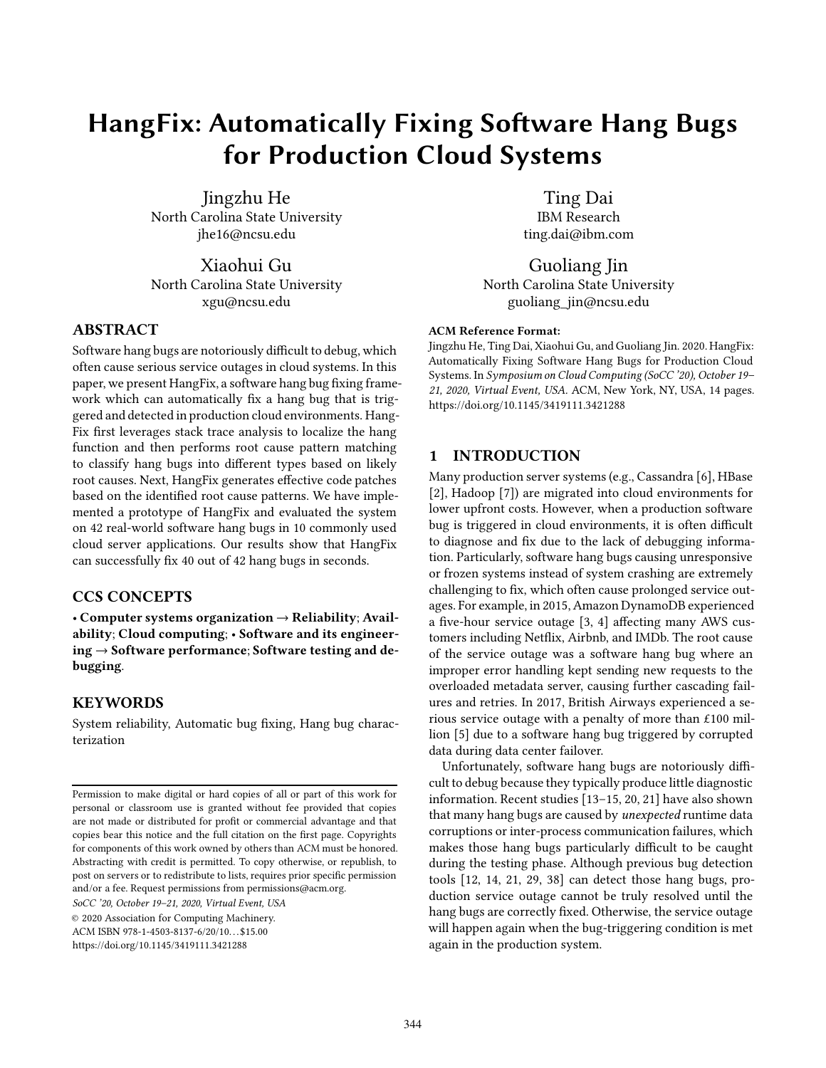# HangFix: Automatically Fixing Software Hang Bugs for Production Cloud Systems

Jingzhu He
North Carolina State University
jhe16@ncsu.edu

Ting Dai
IBM Research
ting.dai@ibm.com

Xiaohui Gu
North Carolina State University
xgu@ncsu.edu

Guoliang Jin
North Carolina State University
guoliang_jin@ncsu.edu

## ABSTRACT

Software hang bugs are notoriously difficult to debug, which often cause serious service outages in cloud systems. In this paper, we present HangFix, a software hang bug fixing framework which can automatically fix a hang bug that is triggered and detected in production cloud environments. HangFix first leverages stack trace analysis to localize the hang function and then performs root cause pattern matching to classify hang bugs into different types based on likely root causes. Next, HangFix generates effective code patches based on the identified root cause patterns. We have implemented a prototype of HangFix and evaluated the system on 42 real-world software hang bugs in 10 commonly used cloud server applications. Our results show that HangFix can successfully fix 40 out of 42 hang bugs in seconds.

## CCS CONCEPTS

• **Computer systems organization → Reliability**; **Availability**; **Cloud computing**; • **Software and its engineering → Software performance**; **Software testing and debugging**.

## KEYWORDS

System reliability, Automatic bug fixing, Hang bug characterization

Permission to make digital or hard copies of all or part of this work for personal or classroom use is granted without fee provided that copies are not made or distributed for profit or commercial advantage and that copies bear this notice and the full citation on the first page. Copyrights for components of this work owned by others than ACM must be honored. Abstracting with credit is permitted. To copy otherwise, or republish, to post on servers or to redistribute to lists, requires prior specific permission and/or a fee. Request permissions from permissions@acm.org.

*SoCC '20, October 19–21, 2020, Virtual Event, USA*

© 2020 Association for Computing Machinery.
ACM ISBN 978-1-4503-8137-6/20/10...$15.00
https://doi.org/10.1145/3419111.3421288

**ACM Reference Format:**
Jingzhu He, Ting Dai, Xiaohui Gu, and Guoliang Jin. 2020. HangFix: Automatically Fixing Software Hang Bugs for Production Cloud Systems. In *Symposium on Cloud Computing (SoCC '20), October 19–21, 2020, Virtual Event, USA.* ACM, New York, NY, USA, 14 pages. https://doi.org/10.1145/3419111.3421288

## 1 INTRODUCTION

Many production server systems (e.g., Cassandra [6], HBase [2], Hadoop [7]) are migrated into cloud environments for lower upfront costs. However, when a production software bug is triggered in cloud environments, it is often difficult to diagnose and fix due to the lack of debugging information. Particularly, software hang bugs causing unresponsive or frozen systems instead of system crashing are extremely challenging to fix, which often cause prolonged service outages. For example, in 2015, Amazon DynamoDB experienced a five-hour service outage [3, 4] affecting many AWS customers including Netflix, Airbnb, and IMDb. The root cause of the service outage was a software hang bug where an improper error handling kept sending new requests to the overloaded metadata server, causing further cascading failures and retries. In 2017, British Airways experienced a serious service outage with a penalty of more than £100 million [5] due to a software hang bug triggered by corrupted data during data center failover.

Unfortunately, software hang bugs are notoriously difficult to debug because they typically produce little diagnostic information. Recent studies [13–15, 20, 21] have also shown that many hang bugs are caused by *unexpected* runtime data corruptions or inter-process communication failures, which makes those hang bugs particularly difficult to be caught during the testing phase. Although previous bug detection tools [12, 14, 21, 29, 38] can detect those hang bugs, production service outage cannot be truly resolved until the hang bugs are correctly fixed. Otherwise, the service outage will happen again when the bug-triggering condition is met again in the production system.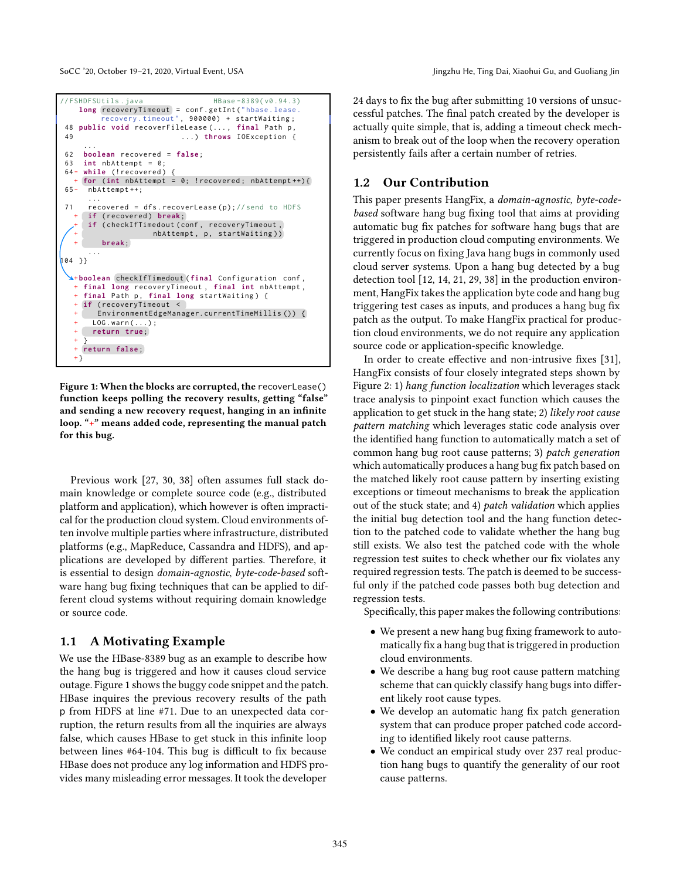```
//FSHDFSUtils.java                    HBase-8389(v0.94.3)
     long recoveryTimeout = conf.getInt("hbase.lease.
         recovery.timeout", 900000) + startWaiting;
 48 public void recoverFileLease(..., final Path p,
 49                             ...) throws IOException {
     ...
 62  boolean recovered = false;
 63  int nbAttempt = 0;
 64- while (!recovered) {
   + for (int nbAttempt = 0; !recovered; nbAttempt++){
 65-  nbAttempt++;
      ...
 71   recovered = dfs.recoverLease(p);//send to HDFS
   +  if (recovered) break;
   +  if (checkIfTimedout(conf, recoveryTimeout,
   +                   nbAttempt, p, startWaiting))
   +     break;
      ...
104 }}

   +boolean checkIfTimedout(final Configuration conf,
   + final long recoveryTimeout, final int nbAttempt,
   + final Path p, final long startWaiting) {
   + if (recoveryTimeout <
   +    EnvironmentEdgeManager.currentTimeMillis()) {
   +   LOG.warn(...);
   +   return true;
   + }
   + return false;
   +}
```

**Figure 1: When the blocks are corrupted, the** `recoverLease()` **function keeps polling the recovery results, getting "false" and sending a new recovery request, hanging in an infinite loop. "+" means added code, representing the manual patch for this bug.**

Previous work [27, 30, 38] often assumes full stack domain knowledge or complete source code (e.g., distributed platform and application), which however is often impractical for the production cloud system. Cloud environments often involve multiple parties where infrastructure, distributed platforms (e.g., MapReduce, Cassandra and HDFS), and applications are developed by different parties. Therefore, it is essential to design *domain-agnostic*, *byte-code-based* software hang bug fixing techniques that can be applied to different cloud systems without requiring domain knowledge or source code.

## 1.1 A Motivating Example

We use the HBase-8389 bug as an example to describe how the hang bug is triggered and how it causes cloud service outage. Figure 1 shows the buggy code snippet and the patch. HBase inquires the previous recovery results of the path p from HDFS at line #71. Due to an unexpected data corruption, the return results from all the inquiries are always false, which causes HBase to get stuck in this infinite loop between lines #64-104. This bug is difficult to fix because HBase does not produce any log information and HDFS provides many misleading error messages. It took the developer 24 days to fix the bug after submitting 10 versions of unsuccessful patches. The final patch created by the developer is actually quite simple, that is, adding a timeout check mechanism to break out of the loop when the recovery operation persistently fails after a certain number of retries.

## 1.2 Our Contribution

This paper presents HangFix, a *domain-agnostic*, *byte-code-based* software hang bug fixing tool that aims at providing automatic bug fix patches for software hang bugs that are triggered in production cloud computing environments. We currently focus on fixing Java hang bugs in commonly used cloud server systems. Upon a hang bug detected by a bug detection tool [12, 14, 21, 29, 38] in the production environment, HangFix takes the application byte code and hang bug triggering test cases as inputs, and produces a hang bug fix patch as the output. To make HangFix practical for production cloud environments, we do not require any application source code or application-specific knowledge.

In order to create effective and non-intrusive fixes [31], HangFix consists of four closely integrated steps shown by Figure 2: 1) *hang function localization* which leverages stack trace analysis to pinpoint exact function which causes the application to get stuck in the hang state; 2) *likely root cause pattern matching* which leverages static code analysis over the identified hang function to automatically match a set of common hang bug root cause patterns; 3) *patch generation* which automatically produces a hang bug fix patch based on the matched likely root cause pattern by inserting existing exceptions or timeout mechanisms to break the application out of the stuck state; and 4) *patch validation* which applies the initial bug detection tool and the hang function detection to the patched code to validate whether the hang bug still exists. We also test the patched code with the whole regression test suites to check whether our fix violates any required regression tests. The patch is deemed to be successful only if the patched code passes both bug detection and regression tests.

Specifically, this paper makes the following contributions:

- We present a new hang bug fixing framework to automatically fix a hang bug that is triggered in production cloud environments.
- We describe a hang bug root cause pattern matching scheme that can quickly classify hang bugs into different likely root cause types.
- We develop an automatic hang fix patch generation system that can produce proper patched code according to identified likely root cause patterns.
- We conduct an empirical study over 237 real production hang bugs to quantify the generality of our root cause patterns.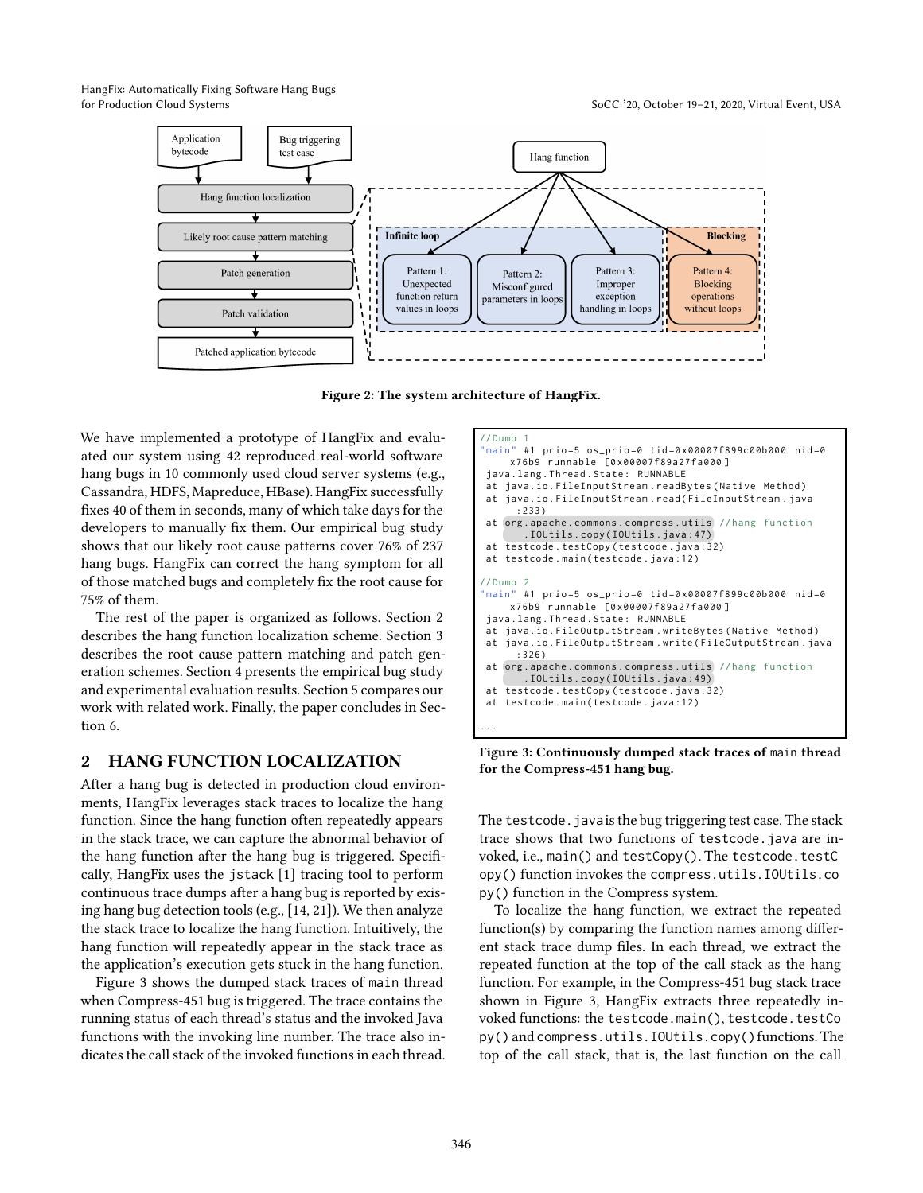Figure 2: The system architecture of HangFix.

We have implemented a prototype of HangFix and evaluated our system using 42 reproduced real-world software hang bugs in 10 commonly used cloud server systems (e.g., Cassandra, HDFS, Mapreduce, HBase). HangFix successfully fixes 40 of them in seconds, many of which take days for the developers to manually fix them. Our empirical bug study shows that our likely root cause patterns cover 76% of 237 hang bugs. HangFix can correct the hang symptom for all of those matched bugs and completely fix the root cause for 75% of them.

The rest of the paper is organized as follows. Section 2 describes the hang function localization scheme. Section 3 describes the root cause pattern matching and patch generation schemes. Section 4 presents the empirical bug study and experimental evaluation results. Section 5 compares our work with related work. Finally, the paper concludes in Section 6.

## 2 HANG FUNCTION LOCALIZATION

After a hang bug is detected in production cloud environments, HangFix leverages stack traces to localize the hang function. Since the hang function often repeatedly appears in the stack trace, we can capture the abnormal behavior of the hang function after the hang bug is triggered. Specifically, HangFix uses the `jstack` [1] tracing tool to perform continuous trace dumps after a hang bug is reported by existing hang bug detection tools (e.g., [14, 21]). We then analyze the stack trace to localize the hang function. Intuitively, the hang function will repeatedly appear in the stack trace as the application's execution gets stuck in the hang function.

Figure 3 shows the dumped stack traces of `main` thread when Compress-451 bug is triggered. The trace contains the running status of each thread's status and the invoked Java functions with the invoking line number. The trace also indicates the call stack of the invoked functions in each thread.

```
//Dump 1
"main" #1 prio=5 os_prio=0 tid=0x00007f899c00b000 nid=0
     x76b9 runnable [0x00007f89a27fa000]
 java.lang.Thread.State: RUNNABLE
 at java.io.FileInputStream.readBytes(Native Method)
 at java.io.FileInputStream.read(FileInputStream.java
     :233)
 at org.apache.commons.compress.utils //hang function
     .IOUtils.copy(IOUtils.java:47)
 at testcode.testCopy(testcode.java:32)
 at testcode.main(testcode.java:12)

//Dump 2
"main" #1 prio=5 os_prio=0 tid=0x00007f899c00b000 nid=0
     x76b9 runnable [0x00007f89a27fa000]
 java.lang.Thread.State: RUNNABLE
 at java.io.FileOutputStream.writeBytes(Native Method)
 at java.io.FileOutputStream.write(FileOutputStream.java
     :326)
 at org.apache.commons.compress.utils //hang function
     .IOUtils.copy(IOUtils.java:49)
 at testcode.testCopy(testcode.java:32)
 at testcode.main(testcode.java:12)

...
```

Figure 3: Continuously dumped stack traces of `main` thread for the Compress-451 hang bug.

The `testcode.java` is the bug triggering test case. The stack trace shows that two functions of `testcode.java` are invoked, i.e., `main()` and `testCopy()`. The `testcode.testCopy()` function invokes the `compress.utils.IOUtils.copy()` function in the Compress system.

To localize the hang function, we extract the repeated function(s) by comparing the function names among different stack trace dump files. In each thread, we extract the repeated function at the top of the call stack as the hang function. For example, in the Compress-451 bug stack trace shown in Figure 3, HangFix extracts three repeatedly invoked functions: the `testcode.main()`, `testcode.testCopy()` and `compress.utils.IOUtils.copy()` functions. The top of the call stack, that is, the last function on the call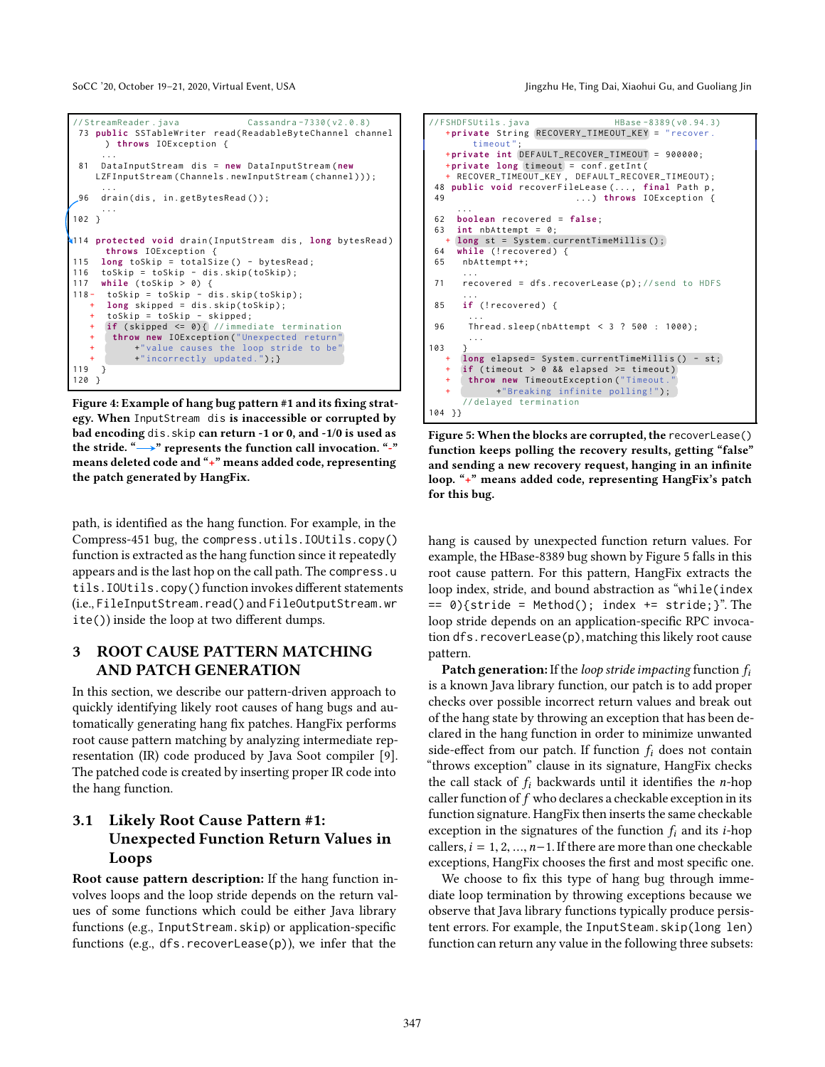```
//StreamReader.java              Cassandra-7330(v2.0.8)
 73 public SSTableWriter read(ReadableByteChannel channel
      ) throws IOException {
    ...
 81  DataInputStream dis = new DataInputStream(new
    LZFInputStream(Channels.newInputStream(channel)));
    ...
 96  drain(dis, in.getBytesRead());
    ...
102 }

114 protected void drain(InputStream dis, long bytesRead)
     throws IOException {
115  long toSkip = totalSize() - bytesRead;
116  toSkip = toSkip - dis.skip(toSkip);
117  while (toSkip > 0) {
118-  toSkip = toSkip - dis.skip(toSkip);
  +  long skipped = dis.skip(toSkip);
  +  toSkip = toSkip - skipped;
  +  if (skipped <= 0){ //immediate termination
  +   throw new IOException("Unexpected return"
  +        +"value causes the loop stride to be"
  +        +"incorrectly updated.");}
119  }
120 }
```

**Figure 4: Example of hang bug pattern #1 and its fixing strategy. When** InputStream dis **is inaccessible or corrupted by bad encoding** dis.skip **can return -1 or 0, and -1/0 is used as the stride. "⟶" represents the function call invocation. "-" means deleted code and "+" means added code, representing the patch generated by HangFix.**

path, is identified as the hang function. For example, in the Compress-451 bug, the compress.utils.IOUtils.copy() function is extracted as the hang function since it repeatedly appears and is the last hop on the call path. The compress.utils.IOUtils.copy() function invokes different statements (i.e., FileInputStream.read() and FileOutputStream.write()) inside the loop at two different dumps.

## 3 ROOT CAUSE PATTERN MATCHING AND PATCH GENERATION

In this section, we describe our pattern-driven approach to quickly identifying likely root causes of hang bugs and automatically generating hang fix patches. HangFix performs root cause pattern matching by analyzing intermediate representation (IR) code produced by Java Soot compiler [9]. The patched code is created by inserting proper IR code into the hang function.

### 3.1 Likely Root Cause Pattern #1: Unexpected Function Return Values in Loops

**Root cause pattern description:** If the hang function involves loops and the loop stride depends on the return values of some functions which could be either Java library functions (e.g., InputStream.skip) or application-specific functions (e.g., dfs.recoverLease(p)), we infer that the hang is caused by unexpected function return values. For example, the HBase-8389 bug shown by Figure 5 falls in this root cause pattern. For this pattern, HangFix extracts the loop index, stride, and bound abstraction as "while(index == 0){stride = Method(); index += stride;}". The loop stride depends on an application-specific RPC invocation dfs.recoverLease(p), matching this likely root cause pattern.

```
//FSHDFSUtils.java                HBase-8389(v0.94.3)
  +private String RECOVERY_TIMEOUT_KEY = "recover.
       timeout";
  +private int DEFAULT_RECOVER_TIMEOUT = 900000;
  +private long timeout = conf.getInt(
  + RECOVER_TIMEOUT_KEY, DEFAULT_RECOVER_TIMEOUT);
 48 public void recoverFileLease(..., final Path p,
 49                  ...) throws IOException {
    ...
 62  boolean recovered = false;
 63  int nbAttempt = 0;
  +  long st = System.currentTimeMillis();
 64  while (!recovered) {
 65   nbAttempt++;
    ...
 71   recovered = dfs.recoverLease(p);//send to HDFS
    ...
 85   if (!recovered) {
    ...
 96    Thread.sleep(nbAttempt < 3 ? 500 : 1000);
    ...
103   }
  +   long elapsed= System.currentTimeMillis() - st;
  +   if (timeout > 0 && elapsed >= timeout)
  +    throw new TimeoutException("Timeout."
  +        +"Breaking infinite polling!");
      //delayed termination
104 }}
```

**Figure 5: When the blocks are corrupted, the** recoverLease() **function keeps polling the recovery results, getting "false" and sending a new recovery request, hanging in an infinite loop. "+" means added code, representing HangFix's patch for this bug.**

**Patch generation:** If the *loop stride impacting* function $f_i$ is a known Java library function, our patch is to add proper checks over possible incorrect return values and break out of the hang state by throwing an exception that has been declared in the hang function in order to minimize unwanted side-effect from our patch. If function $f_i$ does not contain "throws exception" clause in its signature, HangFix checks the call stack of $f_i$ backwards until it identifies the $n$-hop caller function of $f$ who declares a checkable exception in its function signature. HangFix then inserts the same checkable exception in the signatures of the function $f_i$ and its $i$-hop callers, $i = 1, 2, ..., n-1$. If there are more than one checkable exceptions, HangFix chooses the first and most specific one.

We choose to fix this type of hang bug through immediate loop termination by throwing exceptions because we observe that Java library functions typically produce persistent errors. For example, the InputSteam.skip(long len) function can return any value in the following three subsets: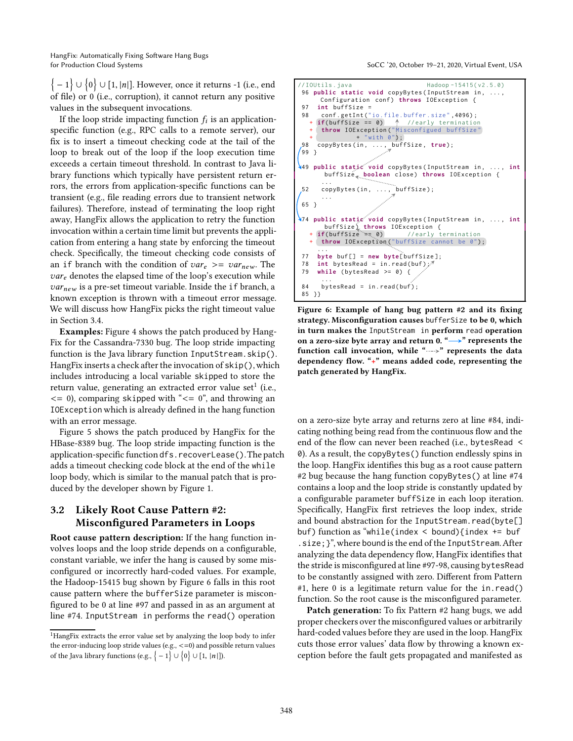$\{-1\} \cup \{0\} \cup [1, |n|]$. However, once it returns -1 (i.e., end of file) or 0 (i.e., corruption), it cannot return any positive values in the subsequent invocations.

If the loop stride impacting function $f_i$ is an application-specific function (e.g., RPC calls to a remote server), our fix is to insert a timeout checking code at the tail of the loop to break out of the loop if the loop execution time exceeds a certain timeout threshold. In contrast to Java library functions which typically have persistent return errors, the errors from application-specific functions can be transient (e.g., file reading errors due to transient network failures). Therefore, instead of terminating the loop right away, HangFix allows the application to retry the function invocation within a certain time limit but prevents the application from entering a hang state by enforcing the timeout check. Specifically, the timeout checking code consists of an `if` branch with the condition of $var_e >= var_{new}$. The $var_e$ denotes the elapsed time of the loop's execution while $var_{new}$ is a pre-set timeout variable. Inside the `if` branch, a known exception is thrown with a timeout error message. We will discuss how HangFix picks the right timeout value in Section 3.4.

**Examples:** Figure 4 shows the patch produced by HangFix for the Cassandra-7330 bug. The loop stride impacting function is the Java library function `InputStream.skip()`. HangFix inserts a check after the invocation of `skip()`, which includes introducing a local variable `skipped` to store the return value, generating an extracted error value set[1] (i.e., <= 0), comparing `skipped` with "<= 0", and throwing an `IOException` which is already defined in the hang function with an error message.

Figure 5 shows the patch produced by HangFix for the HBase-8389 bug. The loop stride impacting function is the application-specific function `dfs.recoverLease()`. The patch adds a timeout checking code block at the end of the `while` loop body, which is similar to the manual patch that is produced by the developer shown by Figure 1.

## 3.2 Likely Root Cause Pattern #2: Misconfigured Parameters in Loops

**Root cause pattern description:** If the hang function involves loops and the loop stride depends on a configurable, constant variable, we infer the hang is caused by some misconfigured or incorrectly hard-coded values. For example, the Hadoop-15415 bug shown by Figure 6 falls in this root cause pattern where the `bufferSize` parameter is misconfigured to be 0 at line #97 and passed in as an argument at line #74. `InputStream in` performs the `read()` operation on a zero-size byte array and returns zero at line #84, indicating nothing being read from the continuous flow and the end of the flow can never been reached (i.e., `bytesRead < 0`). As a result, the `copyBytes()` function endlessly spins in the loop. HangFix identifies this bug as a root cause pattern #2 bug because the hang function `copyBytes()` at line #74 contains a loop and the loop stride is constantly updated by a configurable parameter `buffSize` in each loop iteration. Specifically, HangFix first retrieves the loop index, stride and bound abstraction for the `InputStream.read(byte[] buf)` function as "`while(index < bound){index += buf.size;}`", where bound is the end of the `InputStream`. After analyzing the data dependency flow, HangFix identifies that the stride is misconfigured at line #97-98, causing `bytesRead` to be constantly assigned with zero. Different from Pattern #1, here 0 is a legitimate return value for the `in.read()` function. So the root cause is the misconfigured parameter.

**Patch generation:** To fix Pattern #2 hang bugs, we add proper checkers over the misconfigured values or arbitrarily hard-coded values before they are used in the loop. HangFix cuts those error values' data flow by throwing a known exception before the fault gets propagated and manifested as

```
//IOUtils.java                              Hadoop-15415(v2.5.0)
96  public static void copyBytes(InputStream in, ...,
      Configuration conf) throws IOException {
97    int buffSize =
98      conf.getInt("io.file.buffer.size",4096);
  +   if(buffSize == 0)      //early termination
  +    throw IOException("Misconfigued buffSize"
  +             + "with 0");
98    copyBytes(in, ..., buffSize, true);
99  }

49  public static void copyBytes(InputStream in, ..., int
      buffSize, boolean close) throws IOException {
      ...
52    copyBytes(in, ..., buffSize);
      ...
65  }

74  public static void copyBytes(InputStream in, ..., int
      buffSize) throws IOException {
  +   if(buffSize == 0)      //early termination
  +    throw IOException("buffSize cannot be 0");
      ...
77    byte buf[] = new byte[buffSize];
78    int bytesRead = in.read(buf);
79    while (bytesRead >= 0) {
      ...
84      bytesRead = in.read(buf);
85  }}
```

**Figure 6: Example of hang bug pattern #2 and its fixing strategy. Misconfiguration causes `bufferSize` to be 0, which in turn makes the `InputStream in` perform `read` operation on a zero-size byte array and return 0. "⟶" represents the function call invocation, while "⇢" represents the data dependency flow. "+" means added code, representing the patch generated by HangFix.**

[1] HangFix extracts the error value set by analyzing the loop body to infer the error-inducing loop stride values (e.g., <=0) and possible return values of the Java library functions (e.g., $\{-1\} \cup \{0\} \cup [1, |n|]$).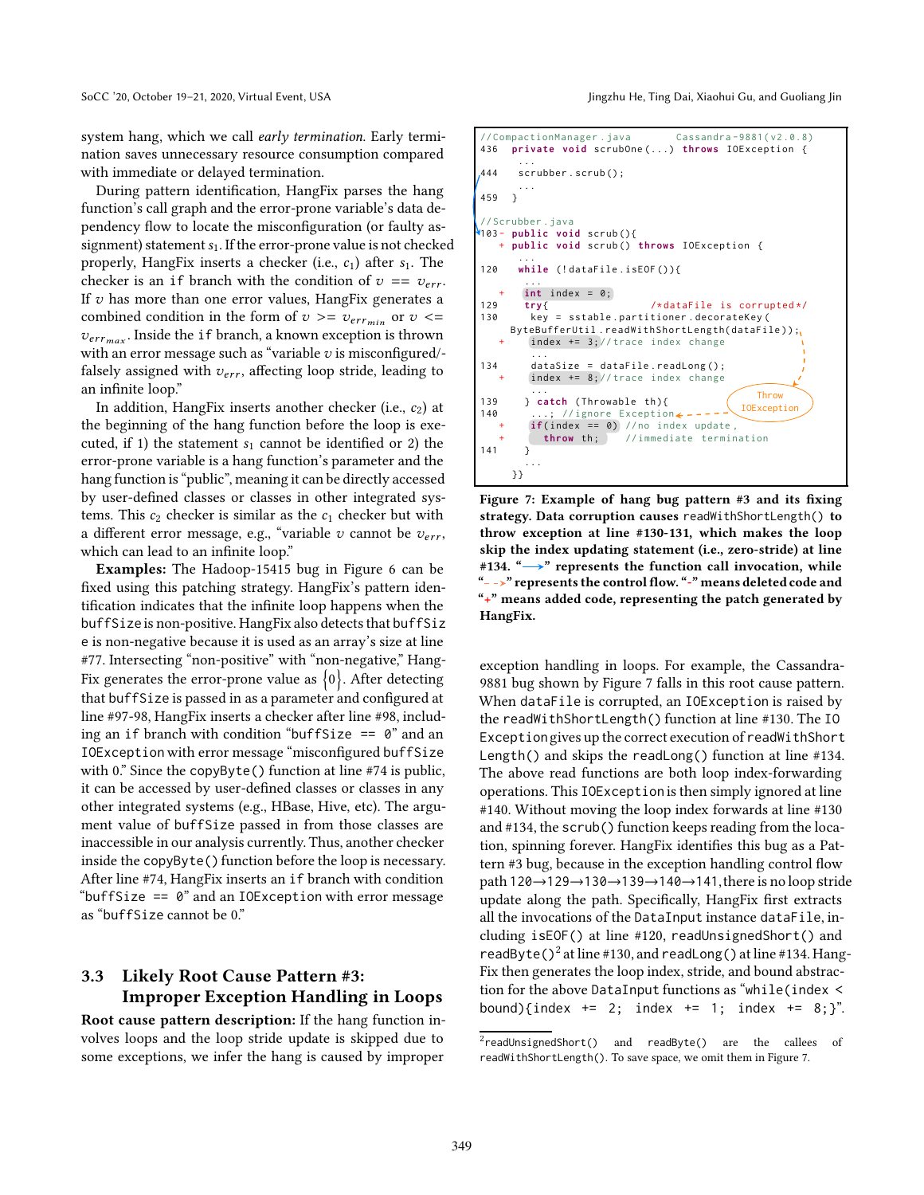system hang, which we call *early termination*. Early termination saves unnecessary resource consumption compared with immediate or delayed termination.

During pattern identification, HangFix parses the hang function's call graph and the error-prone variable's data dependency flow to locate the misconfiguration (or faulty assignment) statement $s_1$. If the error-prone value is not checked properly, HangFix inserts a checker (i.e., $c_1$) after $s_1$. The checker is an if branch with the condition of $v == v_{err}$. If $v$ has more than one error values, HangFix generates a combined condition in the form of $v >= v_{err_{min}}$ or $v <= v_{err_{max}}$. Inside the if branch, a known exception is thrown with an error message such as "variable $v$ is misconfigured/falsely assigned with $v_{err}$, affecting loop stride, leading to an infinite loop."

In addition, HangFix inserts another checker (i.e., $c_2$) at the beginning of the hang function before the loop is executed, if 1) the statement $s_1$ cannot be identified or 2) the error-prone variable is a hang function's parameter and the hang function is "public", meaning it can be directly accessed by user-defined classes or classes in other integrated systems. This $c_2$ checker is similar as the $c_1$ checker but with a different error message, e.g., "variable $v$ cannot be $v_{err}$, which can lead to an infinite loop."

**Examples:** The Hadoop-15415 bug in Figure 6 can be fixed using this patching strategy. HangFix's pattern identification indicates that the infinite loop happens when the buffSize is non-positive. HangFix also detects that buffSize is non-negative because it is used as an array's size at line #77. Intersecting "non-positive" with "non-negative," HangFix generates the error-prone value as $\{0\}$. After detecting that buffSize is passed in as a parameter and configured at line #97-98, HangFix inserts a checker after line #98, including an if branch with condition "buffSize == 0" and an IOException with error message "misconfigured buffSize with 0." Since the copyByte() function at line #74 is public, it can be accessed by user-defined classes or classes in any other integrated systems (e.g., HBase, Hive, etc). The argument value of buffSize passed in from those classes are inaccessible in our analysis currently. Thus, another checker inside the copyByte() function before the loop is necessary. After line #74, HangFix inserts an if branch with condition "buffSize == 0" and an IOException with error message as "buffSize cannot be 0."

### 3.3 Likely Root Cause Pattern #3: Improper Exception Handling in Loops

**Root cause pattern description:** If the hang function involves loops and the loop stride update is skipped due to some exceptions, we infer the hang is caused by improper

```
//CompactionManager.java        Cassandra-9881(v2.0.8)
436  private void scrubOne(...) throws IOException {
       ...
444    scrubber.scrub();
       ...
459  }

//Scrubber.java
103- public void scrub(){
   + public void scrub() throws IOException {
       ...
120    while (!dataFile.isEOF()){
         ...
   +     int index = 0;
129      try{                    /*dataFile is corrupted*/
130        key = sstable.partitioner.decorateKey(
           ByteBufferUtil.readWithShortLength(dataFile));
   +       index += 3;//trace index change
           ...
134        dataSize = dataFile.readLong();
   +       index += 8;//trace index change
           ...
139      } catch (Throwable th){           Throw IOException
140        ...; //ignore Exception
   +       if(index == 0) //no index update,
   +         throw th;    //immediate termination
141      }
         ...
     }}
```

**Figure 7: Example of hang bug pattern #3 and its fixing strategy. Data corruption causes readWithShortLength() to throw exception at line #130-131, which makes the loop skip the index updating statement (i.e., zero-stride) at line #134. "⟶" represents the function call invocation, while "- ->" represents the control flow. "-" means deleted code and "+" means added code, representing the patch generated by HangFix.**

exception handling in loops. For example, the Cassandra-9881 bug shown by Figure 7 falls in this root cause pattern. When dataFile is corrupted, an IOException is raised by the readWithShortLength() function at line #130. The IOException gives up the correct execution of readWithShortLength() and skips the readLong() function at line #134. The above read functions are both loop index-forwarding operations. This IOException is then simply ignored at line #140. Without moving the loop index forwards at line #130 and #134, the scrub() function keeps reading from the location, spinning forever. HangFix identifies this bug as a Pattern #3 bug, because in the exception handling control flow path 120→129→130→139→140→141, there is no loop stride update along the path. Specifically, HangFix first extracts all the invocations of the DataInput instance dataFile, including isEOF() at line #120, readUnsignedShort() and readByte()[2] at line #130, and readLong() at line #134. HangFix then generates the loop index, stride, and bound abstraction for the above DataInput functions as "while(index < bound){index += 2; index += 1; index += 8;}".

[2] readUnsignedShort() and readByte() are the callees of readWithShortLength(). To save space, we omit them in Figure 7.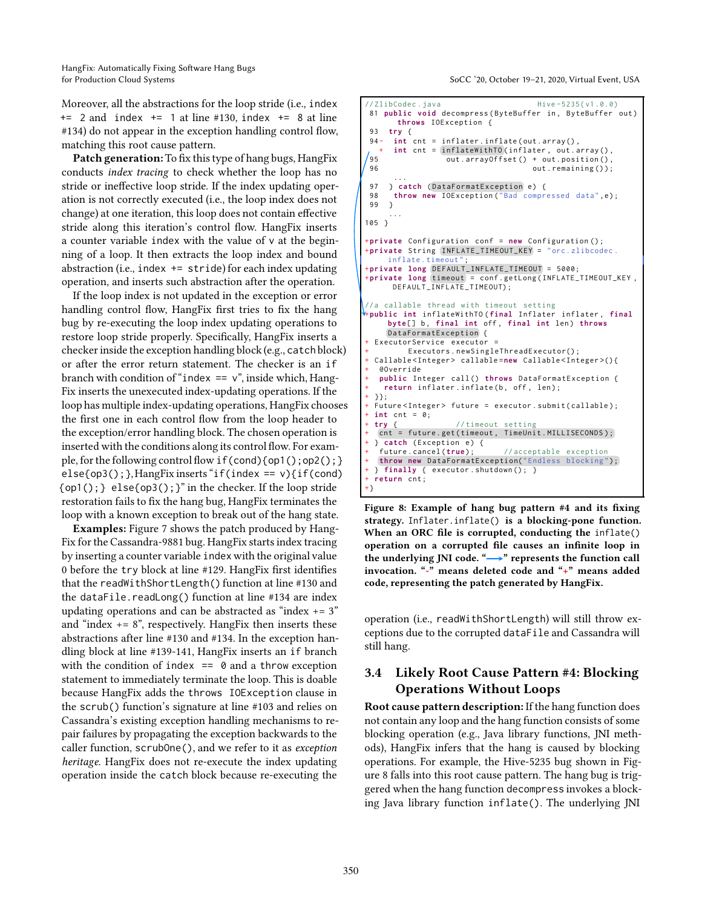Moreover, all the abstractions for the loop stride (i.e., `index += 2` and `index += 1` at line #130, `index += 8` at line #134) do not appear in the exception handling control flow, matching this root cause pattern.

**Patch generation:** To fix this type of hang bugs, HangFix conducts *index tracing* to check whether the loop has no stride or ineffective loop stride. If the index updating operation is not correctly executed (i.e., the loop index does not change) at one iteration, this loop does not contain effective stride along this iteration's control flow. HangFix inserts a counter variable `index` with the value of `v` at the beginning of a loop. It then extracts the loop index and bound abstraction (i.e., `index += stride`) for each index updating operation, and inserts such abstraction after the operation.

If the loop index is not updated in the exception or error handling control flow, HangFix first tries to fix the hang bug by re-executing the loop index updating operations to restore loop stride properly. Specifically, HangFix inserts a checker inside the exception handling block (e.g., `catch` block) or after the error return statement. The checker is an `if` branch with condition of "`index == v`", inside which, HangFix inserts the unexecuted index-updating operations. If the loop has multiple index-updating operations, HangFix chooses the first one in each control flow from the loop header to the exception/error handling block. The chosen operation is inserted with the conditions along its control flow. For example, for the following control flow `if(cond){op1();op2();} else{op3();}`, HangFix inserts "`if(index == v){if(cond) {op1();} else{op3();}`" in the checker. If the loop stride restoration fails to fix the hang bug, HangFix terminates the loop with a known exception to break out of the hang state.

**Examples:** Figure 7 shows the patch produced by HangFix for the Cassandra-9881 bug. HangFix starts index tracing by inserting a counter variable `index` with the original value 0 before the `try` block at line #129. HangFix first identifies that the `readWithShortLength()` function at line #130 and the `dataFile.readLong()` function at line #134 are index updating operations and can be abstracted as "index += 3" and "index += 8", respectively. HangFix then inserts these abstractions after line #130 and #134. In the exception handling block at line #139-141, HangFix inserts an `if` branch with the condition of `index == 0` and a `throw` exception statement to immediately terminate the loop. This is doable because HangFix adds the `throws IOException` clause in the `scrub()` function's signature at line #103 and relies on Cassandra's existing exception handling mechanisms to repair failures by propagating the exception backwards to the caller function, `scrubOne()`, and we refer to it as *exception heritage*. HangFix does not re-execute the index updating operation inside the `catch` block because re-executing the operation (i.e., `readWithShortLength`) will still throw exceptions due to the corrupted `dataFile` and Cassandra will still hang.

```
//ZlibCodec.java                              Hive-5235(v1.0.0)
 81 public void decompress(ByteBuffer in, ByteBuffer out)
        throws IOException {
 93   try {
 94-    int cnt = inflater.inflate(out.array(),
   +    int cnt = inflateWithTO(inflater, out.array(),
 95                 out.arrayOffset() + out.position(),
 96                                   out.remaining());
        ...
 97   } catch (DataFormatException e) {
 98     throw new IOException("Bad compressed data",e);
 99   }
      ...
105 }

+private Configuration conf = new Configuration();
+private String INFLATE_TIMEOUT_KEY = "orc.zlibcodec.
     inflate.timeout";
+private long DEFAULT_INFLATE_TIMEOUT = 5000;
+private long timeout = conf.getLong(INFLATE_TIMEOUT_KEY,
     DEFAULT_INFLATE_TIMEOUT);

//a callable thread with timeout setting
+public int inflateWithTO(final Inflater inflater, final
     byte[] b, final int off, final int len) throws
     DataFormatException {
+ ExecutorService executor =
+         Executors.newSingleThreadExecutor();
+ Callable<Integer> callable=new Callable<Integer>(){
+   @Override
+   public Integer call() throws DataFormatException {
+     return inflater.inflate(b, off, len);
+ }};
+ Future<Integer> future = executor.submit(callable);
+ int cnt = 0;
+ try {              //timeout setting
+   cnt = future.get(timeout, TimeUnit.MILLISECONDS);
+ } catch (Exception e) {
+   future.cancel(true);       //acceptable exception
+   throw new DataFormatException("Endless blocking");
+ } finally { executor.shutdown(); }
+ return cnt;
+}
```

**Figure 8: Example of hang bug pattern #4 and its fixing strategy.** `Inflater.inflate()` **is a blocking-pone function. When an ORC file is corrupted, conducting the** `inflate()` **operation on a corrupted file causes an infinite loop in the underlying JNI code. "⟶" represents the function call invocation. "-" means deleted code and "+" means added code, representing the patch generated by HangFix.**

## 3.4 Likely Root Cause Pattern #4: Blocking Operations Without Loops

**Root cause pattern description:** If the hang function does not contain any loop and the hang function consists of some blocking operation (e.g., Java library functions, JNI methods), HangFix infers that the hang is caused by blocking operations. For example, the Hive-5235 bug shown in Figure 8 falls into this root cause pattern. The hang bug is triggered when the hang function `decompress` invokes a blocking Java library function `inflate()`. The underlying JNI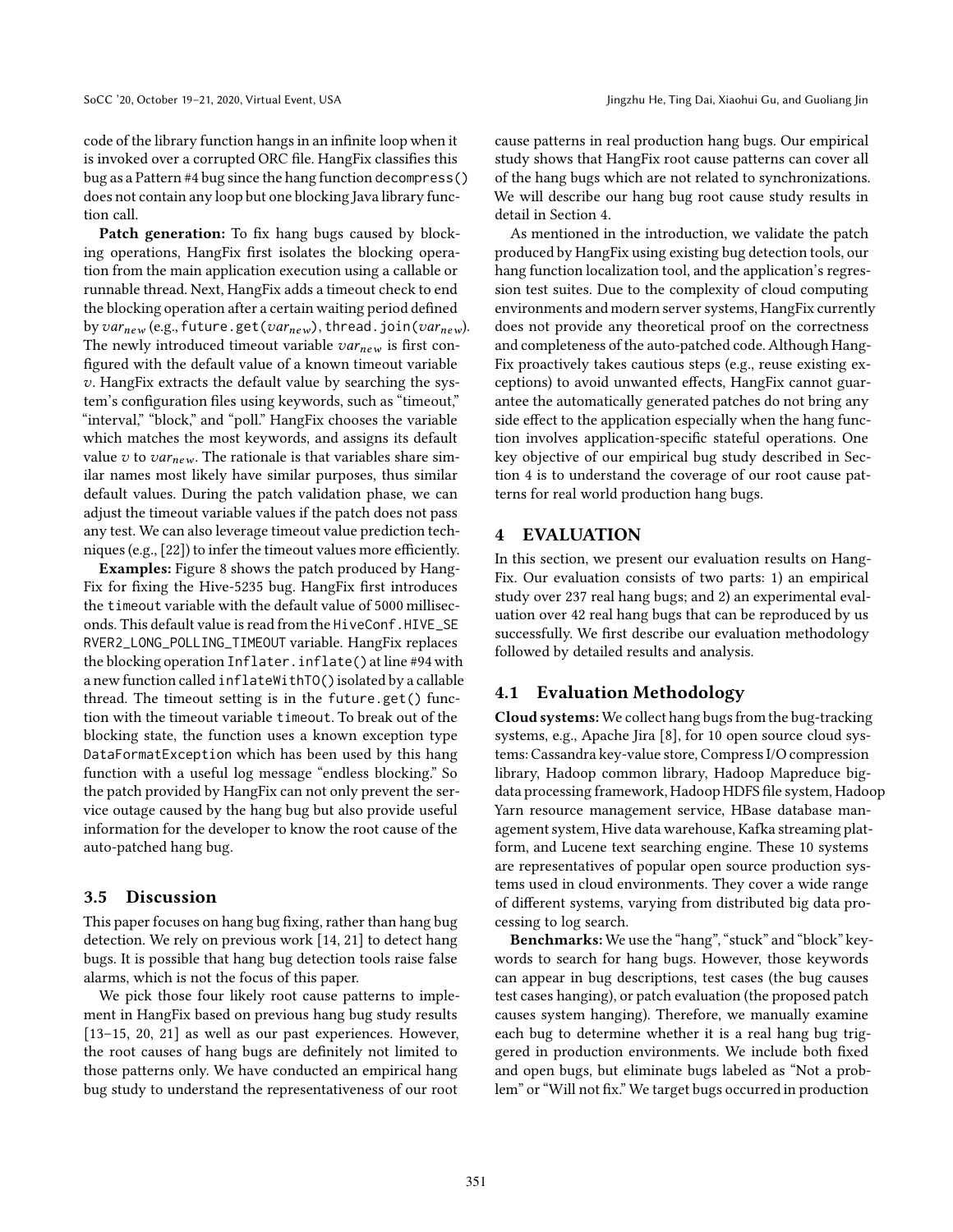code of the library function hangs in an infinite loop when it is invoked over a corrupted ORC file. HangFix classifies this bug as a Pattern #4 bug since the hang function `decompress()` does not contain any loop but one blocking Java library function call.

**Patch generation:** To fix hang bugs caused by blocking operations, HangFix first isolates the blocking operation from the main application execution using a callable or runnable thread. Next, HangFix adds a timeout check to end the blocking operation after a certain waiting period defined by $var_{new}$ (e.g., future.get($var_{new}$), thread.join($var_{new}$)). The newly introduced timeout variable $var_{new}$ is first configured with the default value of a known timeout variable $v$. HangFix extracts the default value by searching the system's configuration files using keywords, such as "timeout," "interval," "block," and "poll." HangFix chooses the variable which matches the most keywords, and assigns its default value $v$ to $var_{new}$. The rationale is that variables share similar names most likely have similar purposes, thus similar default values. During the patch validation phase, we can adjust the timeout variable values if the patch does not pass any test. We can also leverage timeout value prediction techniques (e.g., [22]) to infer the timeout values more efficiently.

**Examples:** Figure 8 shows the patch produced by HangFix for fixing the Hive-5235 bug. HangFix first introduces the `timeout` variable with the default value of 5000 milliseconds. This default value is read from the `HiveConf.HIVE_SERVER2_LONG_POLLING_TIMEOUT` variable. HangFix replaces the blocking operation `Inflater.inflate()` at line #94 with a new function called `inflateWithTO()` isolated by a callable thread. The timeout setting is in the `future.get()` function with the timeout variable `timeout`. To break out of the blocking state, the function uses a known exception type `DataFormatException` which has been used by this hang function with a useful log message "endless blocking." So the patch provided by HangFix can not only prevent the service outage caused by the hang bug but also provide useful information for the developer to know the root cause of the auto-patched hang bug.

### 3.5 Discussion

This paper focuses on hang bug fixing, rather than hang bug detection. We rely on previous work [14, 21] to detect hang bugs. It is possible that hang bug detection tools raise false alarms, which is not the focus of this paper.

We pick those four likely root cause patterns to implement in HangFix based on previous hang bug study results [13–15, 20, 21] as well as our past experiences. However, the root causes of hang bugs are definitely not limited to those patterns only. We have conducted an empirical hang bug study to understand the representativeness of our root cause patterns in real production hang bugs. Our empirical study shows that HangFix root cause patterns can cover all of the hang bugs which are not related to synchronizations. We will describe our hang bug root cause study results in detail in Section 4.

As mentioned in the introduction, we validate the patch produced by HangFix using existing bug detection tools, our hang function localization tool, and the application's regression test suites. Due to the complexity of cloud computing environments and modern server systems, HangFix currently does not provide any theoretical proof on the correctness and completeness of the auto-patched code. Although HangFix proactively takes cautious steps (e.g., reuse existing exceptions) to avoid unwanted effects, HangFix cannot guarantee the automatically generated patches do not bring any side effect to the application especially when the hang function involves application-specific stateful operations. One key objective of our empirical bug study described in Section 4 is to understand the coverage of our root cause patterns for real world production hang bugs.

## 4 EVALUATION

In this section, we present our evaluation results on HangFix. Our evaluation consists of two parts: 1) an empirical study over 237 real hang bugs; and 2) an experimental evaluation over 42 real hang bugs that can be reproduced by us successfully. We first describe our evaluation methodology followed by detailed results and analysis.

### 4.1 Evaluation Methodology

**Cloud systems:** We collect hang bugs from the bug-tracking systems, e.g., Apache Jira [8], for 10 open source cloud systems: Cassandra key-value store, Compress I/O compression library, Hadoop common library, Hadoop Mapreduce big-data processing framework, Hadoop HDFS file system, Hadoop Yarn resource management service, HBase database management system, Hive data warehouse, Kafka streaming platform, and Lucene text searching engine. These 10 systems are representatives of popular open source production systems used in cloud environments. They cover a wide range of different systems, varying from distributed big data processing to log search.

**Benchmarks:** We use the "hang", "stuck" and "block" keywords to search for hang bugs. However, those keywords can appear in bug descriptions, test cases (the bug causes test cases hanging), or patch evaluation (the proposed patch causes system hanging). Therefore, we manually examine each bug to determine whether it is a real hang bug triggered in production environments. We include both fixed and open bugs, but eliminate bugs labeled as "Not a problem" or "Will not fix." We target bugs occurred in production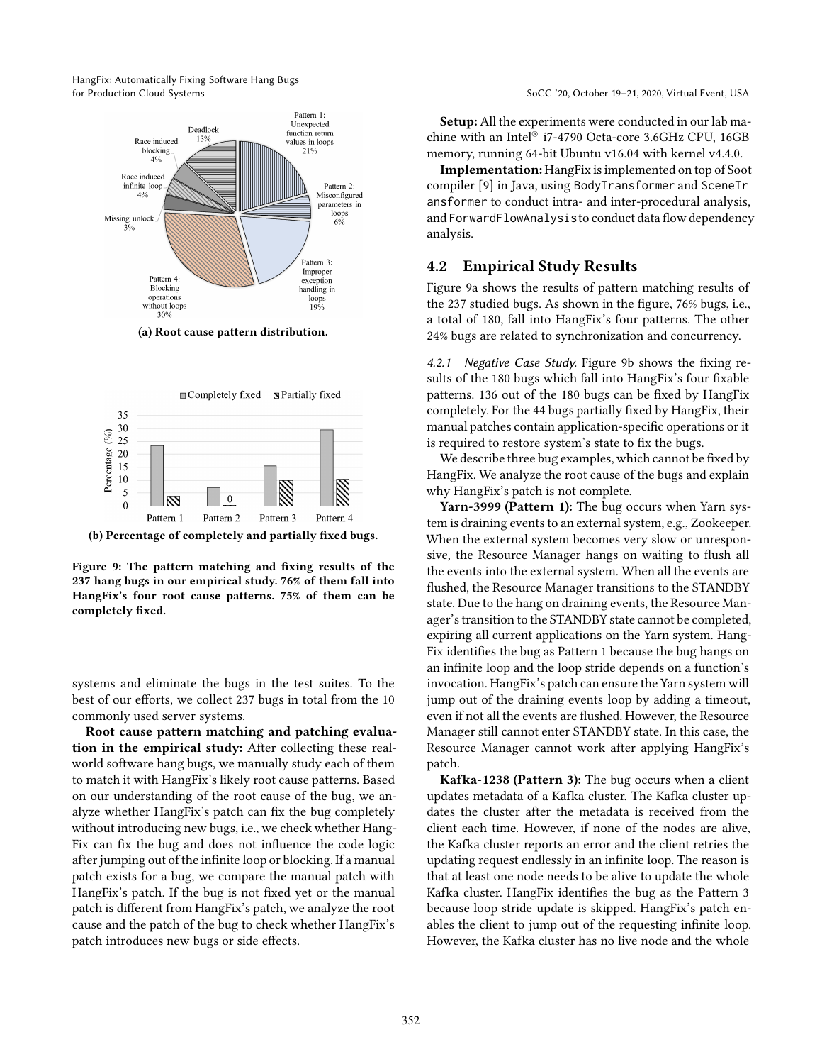(a) Root cause pattern distribution.

(b) Percentage of completely and partially fixed bugs.

**Figure 9: The pattern matching and fixing results of the 237 hang bugs in our empirical study. 76% of them fall into HangFix's four root cause patterns. 75% of them can be completely fixed.**

systems and eliminate the bugs in the test suites. To the best of our efforts, we collect 237 bugs in total from the 10 commonly used server systems.

**Root cause pattern matching and patching evaluation in the empirical study:** After collecting these real-world software hang bugs, we manually study each of them to match it with HangFix's likely root cause patterns. Based on our understanding of the root cause of the bug, we analyze whether HangFix's patch can fix the bug completely without introducing new bugs, i.e., we check whether HangFix can fix the bug and does not influence the code logic after jumping out of the infinite loop or blocking. If a manual patch exists for a bug, we compare the manual patch with HangFix's patch. If the bug is not fixed yet or the manual patch is different from HangFix's patch, we analyze the root cause and the patch of the bug to check whether HangFix's patch introduces new bugs or side effects.

**Setup:** All the experiments were conducted in our lab machine with an Intel® i7-4790 Octa-core 3.6GHz CPU, 16GB memory, running 64-bit Ubuntu v16.04 with kernel v4.4.0.

**Implementation:** HangFix is implemented on top of Soot compiler [9] in Java, using `BodyTransformer` and `SceneTransformer` to conduct intra- and inter-procedural analysis, and `ForwardFlowAnalysis` to conduct data flow dependency analysis.

## 4.2 Empirical Study Results

Figure 9a shows the results of pattern matching results of the 237 studied bugs. As shown in the figure, 76% bugs, i.e., a total of 180, fall into HangFix's four patterns. The other 24% bugs are related to synchronization and concurrency.

*4.2.1 Negative Case Study.* Figure 9b shows the fixing results of the 180 bugs which fall into HangFix's four fixable patterns. 136 out of the 180 bugs can be fixed by HangFix completely. For the 44 bugs partially fixed by HangFix, their manual patches contain application-specific operations or it is required to restore system's state to fix the bugs.

We describe three bug examples, which cannot be fixed by HangFix. We analyze the root cause of the bugs and explain why HangFix's patch is not complete.

**Yarn-3999 (Pattern 1):** The bug occurs when Yarn system is draining events to an external system, e.g., Zookeeper. When the external system becomes very slow or unresponsive, the Resource Manager hangs on waiting to flush all the events into the external system. When all the events are flushed, the Resource Manager transitions to the STANDBY state. Due to the hang on draining events, the Resource Manager's transition to the STANDBY state cannot be completed, expiring all current applications on the Yarn system. HangFix identifies the bug as Pattern 1 because the bug hangs on an infinite loop and the loop stride depends on a function's invocation. HangFix's patch can ensure the Yarn system will jump out of the draining events loop by adding a timeout, even if not all the events are flushed. However, the Resource Manager still cannot enter STANDBY state. In this case, the Resource Manager cannot work after applying HangFix's patch.

**Kafka-1238 (Pattern 3):** The bug occurs when a client updates metadata of a Kafka cluster. The Kafka cluster updates the cluster after the metadata is received from the client each time. However, if none of the nodes are alive, the Kafka cluster reports an error and the client retries the updating request endlessly in an infinite loop. The reason is that at least one node needs to be alive to update the whole Kafka cluster. HangFix identifies the bug as the Pattern 3 because loop stride update is skipped. HangFix's patch enables the client to jump out of the requesting infinite loop. However, the Kafka cluster has no live node and the whole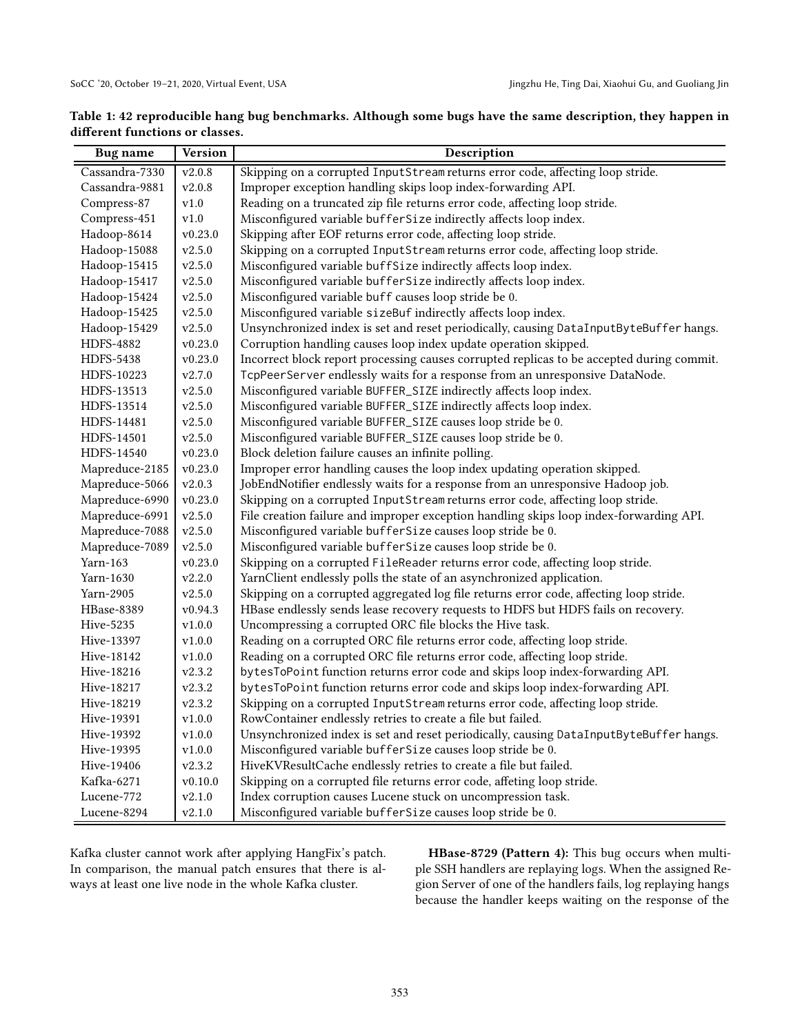**Table 1: 42 reproducible hang bug benchmarks. Although some bugs have the same description, they happen in different functions or classes.**

| Bug name | Version | Description |
|---|---|---|
| Cassandra-7330 | v2.0.8 | Skipping on a corrupted InputStream returns error code, affecting loop stride. |
| Cassandra-9881 | v2.0.8 | Improper exception handling skips loop index-forwarding API. |
| Compress-87 | v1.0 | Reading on a truncated zip file returns error code, affecting loop stride. |
| Compress-451 | v1.0 | Misconfigured variable bufferSize indirectly affects loop index. |
| Hadoop-8614 | v0.23.0 | Skipping after EOF returns error code, affecting loop stride. |
| Hadoop-15088 | v2.5.0 | Skipping on a corrupted InputStream returns error code, affecting loop stride. |
| Hadoop-15415 | v2.5.0 | Misconfigured variable buffSize indirectly affects loop index. |
| Hadoop-15417 | v2.5.0 | Misconfigured variable bufferSize indirectly affects loop index. |
| Hadoop-15424 | v2.5.0 | Misconfigured variable buff causes loop stride be 0. |
| Hadoop-15425 | v2.5.0 | Misconfigured variable sizeBuf indirectly affects loop index. |
| Hadoop-15429 | v2.5.0 | Unsynchronized index is set and reset periodically, causing DataInputByteBuffer hangs. |
| HDFS-4882 | v0.23.0 | Corruption handling causes loop index update operation skipped. |
| HDFS-5438 | v0.23.0 | Incorrect block report processing causes corrupted replicas to be accepted during commit. |
| HDFS-10223 | v2.7.0 | TcpPeerServer endlessly waits for a response from an unresponsive DataNode. |
| HDFS-13513 | v2.5.0 | Misconfigured variable BUFFER_SIZE indirectly affects loop index. |
| HDFS-13514 | v2.5.0 | Misconfigured variable BUFFER_SIZE indirectly affects loop index. |
| HDFS-14481 | v2.5.0 | Misconfigured variable BUFFER_SIZE causes loop stride be 0. |
| HDFS-14501 | v2.5.0 | Misconfigured variable BUFFER_SIZE causes loop stride be 0. |
| HDFS-14540 | v0.23.0 | Block deletion failure causes an infinite polling. |
| Mapreduce-2185 | v0.23.0 | Improper error handling causes the loop index updating operation skipped. |
| Mapreduce-5066 | v2.0.3 | JobEndNotifier endlessly waits for a response from an unresponsive Hadoop job. |
| Mapreduce-6990 | v0.23.0 | Skipping on a corrupted InputStream returns error code, affecting loop stride. |
| Mapreduce-6991 | v2.5.0 | File creation failure and improper exception handling skips loop index-forwarding API. |
| Mapreduce-7088 | v2.5.0 | Misconfigured variable bufferSize causes loop stride be 0. |
| Mapreduce-7089 | v2.5.0 | Misconfigured variable bufferSize causes loop stride be 0. |
| Yarn-163 | v0.23.0 | Skipping on a corrupted FileReader returns error code, affecting loop stride. |
| Yarn-1630 | v2.2.0 | YarnClient endlessly polls the state of an asynchronized application. |
| Yarn-2905 | v2.5.0 | Skipping on a corrupted aggregated log file returns error code, affecting loop stride. |
| HBase-8389 | v0.94.3 | HBase endlessly sends lease recovery requests to HDFS but HDFS fails on recovery. |
| Hive-5235 | v1.0.0 | Uncompressing a corrupted ORC file blocks the Hive task. |
| Hive-13397 | v1.0.0 | Reading on a corrupted ORC file returns error code, affecting loop stride. |
| Hive-18142 | v1.0.0 | Reading on a corrupted ORC file returns error code, affecting loop stride. |
| Hive-18216 | v2.3.2 | bytesToPoint function returns error code and skips loop index-forwarding API. |
| Hive-18217 | v2.3.2 | bytesToPoint function returns error code and skips loop index-forwarding API. |
| Hive-18219 | v2.3.2 | Skipping on a corrupted InputStream returns error code, affecting loop stride. |
| Hive-19391 | v1.0.0 | RowContainer endlessly retries to create a file but failed. |
| Hive-19392 | v1.0.0 | Unsynchronized index is set and reset periodically, causing DataInputByteBuffer hangs. |
| Hive-19395 | v1.0.0 | Misconfigured variable bufferSize causes loop stride be 0. |
| Hive-19406 | v2.3.2 | HiveKVResultCache endlessly retries to create a file but failed. |
| Kafka-6271 | v0.10.0 | Skipping on a corrupted file returns error code, affeting loop stride. |
| Lucene-772 | v2.1.0 | Index corruption causes Lucene stuck on uncompression task. |
| Lucene-8294 | v2.1.0 | Misconfigured variable bufferSize causes loop stride be 0. |

Kafka cluster cannot work after applying HangFix's patch. In comparison, the manual patch ensures that there is always at least one live node in the whole Kafka cluster.

**HBase-8729 (Pattern 4):** This bug occurs when multiple SSH handlers are replaying logs. When the assigned Region Server of one of the handlers fails, log replaying hangs because the handler keeps waiting on the response of the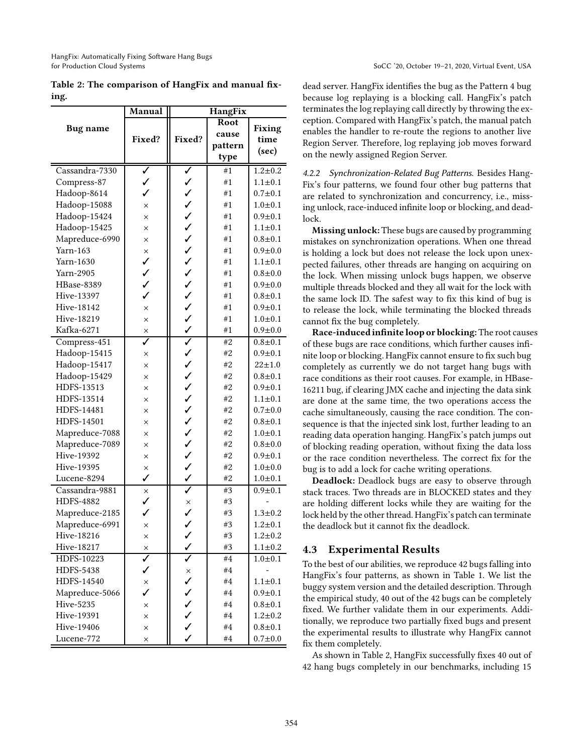**Table 2: The comparison of HangFix and manual fixing.**

| Bug name | Manual | HangFix | | |
|---|---|---|---|---|
| | Fixed? | Fixed? | Root cause pattern type | Fixing time (sec) |
| Cassandra-7330 | ✓ | ✓ | #1 | 1.2±0.2 |
| Compress-87 | ✓ | ✓ | #1 | 1.1±0.1 |
| Hadoop-8614 | ✓ | ✓ | #1 | 0.7±0.1 |
| Hadoop-15088 | × | ✓ | #1 | 1.0±0.1 |
| Hadoop-15424 | × | ✓ | #1 | 0.9±0.1 |
| Hadoop-15425 | × | ✓ | #1 | 1.1±0.1 |
| Mapreduce-6990 | × | ✓ | #1 | 0.8±0.1 |
| Yarn-163 | × | ✓ | #1 | 0.9±0.0 |
| Yarn-1630 | ✓ | ✓ | #1 | 1.1±0.1 |
| Yarn-2905 | ✓ | ✓ | #1 | 0.8±0.0 |
| HBase-8389 | ✓ | ✓ | #1 | 0.9±0.0 |
| Hive-13397 | ✓ | ✓ | #1 | 0.8±0.1 |
| Hive-18142 | × | ✓ | #1 | 0.9±0.1 |
| Hive-18219 | × | ✓ | #1 | 1.0±0.1 |
| Kafka-6271 | × | ✓ | #1 | 0.9±0.0 |
| Compress-451 | ✓ | ✓ | #2 | 0.8±0.1 |
| Hadoop-15415 | × | ✓ | #2 | 0.9±0.1 |
| Hadoop-15417 | × | ✓ | #2 | 22±1.0 |
| Hadoop-15429 | × | ✓ | #2 | 0.8±0.1 |
| HDFS-13513 | × | ✓ | #2 | 0.9±0.1 |
| HDFS-13514 | × | ✓ | #2 | 1.1±0.1 |
| HDFS-14481 | × | ✓ | #2 | 0.7±0.0 |
| HDFS-14501 | × | ✓ | #2 | 0.8±0.1 |
| Mapreduce-7088 | × | ✓ | #2 | 1.0±0.1 |
| Mapreduce-7089 | × | ✓ | #2 | 0.8±0.0 |
| Hive-19392 | × | ✓ | #2 | 0.9±0.1 |
| Hive-19395 | × | ✓ | #2 | 1.0±0.0 |
| Lucene-8294 | ✓ | ✓ | #2 | 1.0±0.1 |
| Cassandra-9881 | × | ✓ | #3 | 0.9±0.1 |
| HDFS-4882 | ✓ | × | #3 | - |
| Mapreduce-2185 | ✓ | ✓ | #3 | 1.3±0.2 |
| Mapreduce-6991 | × | ✓ | #3 | 1.2±0.1 |
| Hive-18216 | × | ✓ | #3 | 1.2±0.2 |
| Hive-18217 | × | ✓ | #3 | 1.1±0.2 |
| HDFS-10223 | ✓ | ✓ | #4 | 1.0±0.1 |
| HDFS-5438 | ✓ | × | #4 | - |
| HDFS-14540 | × | ✓ | #4 | 1.1±0.1 |
| Mapreduce-5066 | ✓ | ✓ | #4 | 0.9±0.1 |
| Hive-5235 | × | ✓ | #4 | 0.8±0.1 |
| Hive-19391 | × | ✓ | #4 | 1.2±0.2 |
| Hive-19406 | × | ✓ | #4 | 0.8±0.1 |
| Lucene-772 | × | ✓ | #4 | 0.7±0.0 |

dead server. HangFix identifies the bug as the Pattern 4 bug because log replaying is a blocking call. HangFix's patch terminates the log replaying call directly by throwing the exception. Compared with HangFix's patch, the manual patch enables the handler to re-route the regions to another live Region Server. Therefore, log replaying job moves forward on the newly assigned Region Server.

#### 4.2.2 Synchronization-Related Bug Patterns.

Besides HangFix's four patterns, we found four other bug patterns that are related to synchronization and concurrency, i.e., missing unlock, race-induced infinite loop or blocking, and deadlock.

**Missing unlock:** These bugs are caused by programming mistakes on synchronization operations. When one thread is holding a lock but does not release the lock upon unexpected failures, other threads are hanging on acquiring on the lock. When missing unlock bugs happen, we observe multiple threads blocked and they all wait for the lock with the same lock ID. The safest way to fix this kind of bug is to release the lock, while terminating the blocked threads cannot fix the bug completely.

**Race-induced infinite loop or blocking:** The root causes of these bugs are race conditions, which further causes infinite loop or blocking. HangFix cannot ensure to fix such bug completely as currently we do not target hang bugs with race conditions as their root causes. For example, in HBase-16211 bug, if clearing JMX cache and injecting the data sink are done at the same time, the two operations access the cache simultaneously, causing the race condition. The consequence is that the injected sink lost, further leading to an reading data operation hanging. HangFix's patch jumps out of blocking reading operation, without fixing the data loss or the race condition nevertheless. The correct fix for the bug is to add a lock for cache writing operations.

**Deadlock:** Deadlock bugs are easy to observe through stack traces. Two threads are in BLOCKED states and they are holding different locks while they are waiting for the lock held by the other thread. HangFix's patch can terminate the deadlock but it cannot fix the deadlock.

### 4.3 Experimental Results

To the best of our abilities, we reproduce 42 bugs falling into HangFix's four patterns, as shown in Table 1. We list the buggy system version and the detailed description. Through the empirical study, 40 out of the 42 bugs can be completely fixed. We further validate them in our experiments. Additionally, we reproduce two partially fixed bugs and present the experimental results to illustrate why HangFix cannot fix them completely.

As shown in Table 2, HangFix successfully fixes 40 out of 42 hang bugs completely in our benchmarks, including 15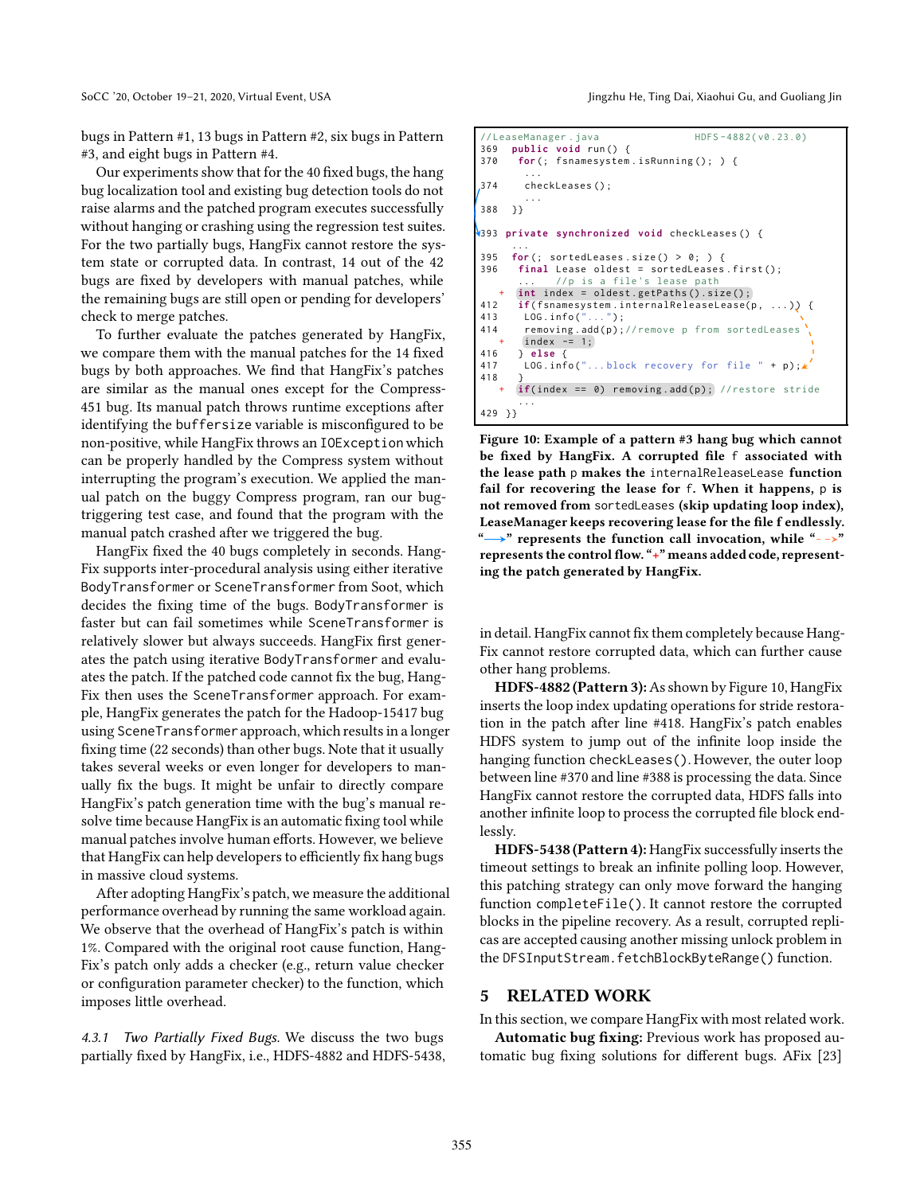bugs in Pattern #1, 13 bugs in Pattern #2, six bugs in Pattern #3, and eight bugs in Pattern #4.

Our experiments show that for the 40 fixed bugs, the hang bug localization tool and existing bug detection tools do not raise alarms and the patched program executes successfully without hanging or crashing using the regression test suites. For the two partially bugs, HangFix cannot restore the system state or corrupted data. In contrast, 14 out of the 42 bugs are fixed by developers with manual patches, while the remaining bugs are still open or pending for developers' check to merge patches.

To further evaluate the patches generated by HangFix, we compare them with the manual patches for the 14 fixed bugs by both approaches. We find that HangFix's patches are similar as the manual ones except for the Compress-451 bug. Its manual patch throws runtime exceptions after identifying the buffersize variable is misconfigured to be non-positive, while HangFix throws an IOException which can be properly handled by the Compress system without interrupting the program's execution. We applied the manual patch on the buggy Compress program, ran our bug-triggering test case, and found that the program with the manual patch crashed after we triggered the bug.

HangFix fixed the 40 bugs completely in seconds. HangFix supports inter-procedural analysis using either iterative BodyTransformer or SceneTransformer from Soot, which decides the fixing time of the bugs. BodyTransformer is faster but can fail sometimes while SceneTransformer is relatively slower but always succeeds. HangFix first generates the patch using iterative BodyTransformer and evaluates the patch. If the patched code cannot fix the bug, HangFix then uses the SceneTransformer approach. For example, HangFix generates the patch for the Hadoop-15417 bug using SceneTransformer approach, which results in a longer fixing time (22 seconds) than other bugs. Note that it usually takes several weeks or even longer for developers to manually fix the bugs. It might be unfair to directly compare HangFix's patch generation time with the bug's manual resolve time because HangFix is an automatic fixing tool while manual patches involve human efforts. However, we believe that HangFix can help developers to efficiently fix hang bugs in massive cloud systems.

After adopting HangFix's patch, we measure the additional performance overhead by running the same workload again. We observe that the overhead of HangFix's patch is within 1%. Compared with the original root cause function, HangFix's patch only adds a checker (e.g., return value checker or configuration parameter checker) to the function, which imposes little overhead.

*4.3.1 Two Partially Fixed Bugs.* We discuss the two bugs partially fixed by HangFix, i.e., HDFS-4882 and HDFS-5438, in detail. HangFix cannot fix them completely because HangFix cannot restore corrupted data, which can further cause other hang problems.

```
//LeaseManager.java                       HDFS-4882(v0.23.0)
369  public void run() {
370    for(; fsnamesystem.isRunning(); ) {
       ...
374      checkLeases();
       ...
388  }}

393 private synchronized void checkLeases() {
     ...
395   for(; sortedLeases.size() > 0; ) {
396     final Lease oldest = sortedLeases.first();
        ...   //p is a file's lease path
   +    int index = oldest.getPaths().size();
412     if(fsnamesystem.internalReleaseLease(p, ...)) {
413       LOG.info("...");
414       removing.add(p);//remove p from sortedLeases
   +      index -= 1;
416     } else {
417       LOG.info("...block recovery for file " + p);
418     }
   +    if(index == 0) removing.add(p); //restore stride
        ...
429 }}
```

**Figure 10: Example of a pattern #3 hang bug which cannot be fixed by HangFix. A corrupted file f associated with the lease path p makes the internalReleaseLease function fail for recovering the lease for f. When it happens, p is not removed from sortedLeases (skip updating loop index), LeaseManager keeps recovering lease for the file f endlessly. "⟶" represents the function call invocation, while "- ->" represents the control flow. "+" means added code, representing the patch generated by HangFix.**

**HDFS-4882 (Pattern 3):** As shown by Figure 10, HangFix inserts the loop index updating operations for stride restoration in the patch after line #418. HangFix's patch enables HDFS system to jump out of the infinite loop inside the hanging function checkLeases(). However, the outer loop between line #370 and line #388 is processing the data. Since HangFix cannot restore the corrupted data, HDFS falls into another infinite loop to process the corrupted file block endlessly.

**HDFS-5438 (Pattern 4):** HangFix successfully inserts the timeout settings to break an infinite polling loop. However, this patching strategy can only move forward the hanging function completeFile(). It cannot restore the corrupted blocks in the pipeline recovery. As a result, corrupted replicas are accepted causing another missing unlock problem in the DFSInputStream.fetchBlockByteRange() function.

## 5 RELATED WORK

In this section, we compare HangFix with most related work.

**Automatic bug fixing:** Previous work has proposed automatic bug fixing solutions for different bugs. AFix [23]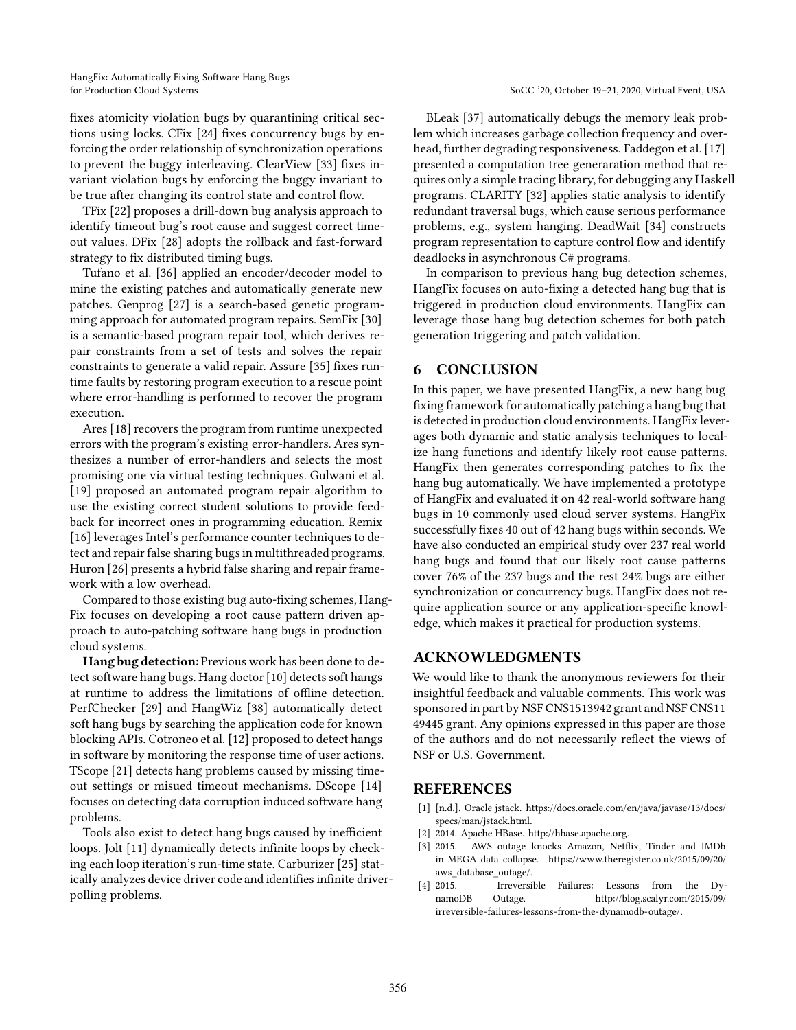fixes atomicity violation bugs by quarantining critical sections using locks. CFix [24] fixes concurrency bugs by enforcing the order relationship of synchronization operations to prevent the buggy interleaving. ClearView [33] fixes invariant violation bugs by enforcing the buggy invariant to be true after changing its control state and control flow.

TFix [22] proposes a drill-down bug analysis approach to identify timeout bug's root cause and suggest correct timeout values. DFix [28] adopts the rollback and fast-forward strategy to fix distributed timing bugs.

Tufano et al. [36] applied an encoder/decoder model to mine the existing patches and automatically generate new patches. Genprog [27] is a search-based genetic programming approach for automated program repairs. SemFix [30] is a semantic-based program repair tool, which derives repair constraints from a set of tests and solves the repair constraints to generate a valid repair. Assure [35] fixes runtime faults by restoring program execution to a rescue point where error-handling is performed to recover the program execution.

Ares [18] recovers the program from runtime unexpected errors with the program's existing error-handlers. Ares synthesizes a number of error-handlers and selects the most promising one via virtual testing techniques. Gulwani et al. [19] proposed an automated program repair algorithm to use the existing correct student solutions to provide feedback for incorrect ones in programming education. Remix [16] leverages Intel's performance counter techniques to detect and repair false sharing bugs in multithreaded programs. Huron [26] presents a hybrid false sharing and repair framework with a low overhead.

Compared to those existing bug auto-fixing schemes, HangFix focuses on developing a root cause pattern driven approach to auto-patching software hang bugs in production cloud systems.

**Hang bug detection:** Previous work has been done to detect software hang bugs. Hang doctor [10] detects soft hangs at runtime to address the limitations of offline detection. PerfChecker [29] and HangWiz [38] automatically detect soft hang bugs by searching the application code for known blocking APIs. Cotroneo et al. [12] proposed to detect hangs in software by monitoring the response time of user actions. TScope [21] detects hang problems caused by missing timeout settings or misued timeout mechanisms. DScope [14] focuses on detecting data corruption induced software hang problems.

Tools also exist to detect hang bugs caused by inefficient loops. Jolt [11] dynamically detects infinite loops by checking each loop iteration's run-time state. Carburizer [25] statically analyzes device driver code and identifies infinite driver-polling problems.

BLeak [37] automatically debugs the memory leak problem which increases garbage collection frequency and overhead, further degrading responsiveness. Faddegon et al. [17] presented a computation tree generaration method that requires only a simple tracing library, for debugging any Haskell programs. CLARITY [32] applies static analysis to identify redundant traversal bugs, which cause serious performance problems, e.g., system hanging. DeadWait [34] constructs program representation to capture control flow and identify deadlocks in asynchronous C# programs.

In comparison to previous hang bug detection schemes, HangFix focuses on auto-fixing a detected hang bug that is triggered in production cloud environments. HangFix can leverage those hang bug detection schemes for both patch generation triggering and patch validation.

## 6 CONCLUSION

In this paper, we have presented HangFix, a new hang bug fixing framework for automatically patching a hang bug that is detected in production cloud environments. HangFix leverages both dynamic and static analysis techniques to localize hang functions and identify likely root cause patterns. HangFix then generates corresponding patches to fix the hang bug automatically. We have implemented a prototype of HangFix and evaluated it on 42 real-world software hang bugs in 10 commonly used cloud server systems. HangFix successfully fixes 40 out of 42 hang bugs within seconds. We have also conducted an empirical study over 237 real world hang bugs and found that our likely root cause patterns cover 76% of the 237 bugs and the rest 24% bugs are either synchronization or concurrency bugs. HangFix does not require application source or any application-specific knowledge, which makes it practical for production systems.

## ACKNOWLEDGMENTS

We would like to thank the anonymous reviewers for their insightful feedback and valuable comments. This work was sponsored in part by NSF CNS1513942 grant and NSF CNS1149445 grant. Any opinions expressed in this paper are those of the authors and do not necessarily reflect the views of NSF or U.S. Government.

## REFERENCES

[1] [n.d.]. Oracle jstack. https://docs.oracle.com/en/java/javase/13/docs/specs/man/jstack.html.

[2] 2014. Apache HBase. http://hbase.apache.org.

[3] 2015. AWS outage knocks Amazon, Netflix, Tinder and IMDb in MEGA data collapse. https://www.theregister.co.uk/2015/09/20/aws_database_outage/.

[4] 2015. Irreversible Failures: Lessons from the DynamoDB Outage. http://blog.scalyr.com/2015/09/irreversible-failures-lessons-from-the-dynamodb-outage/.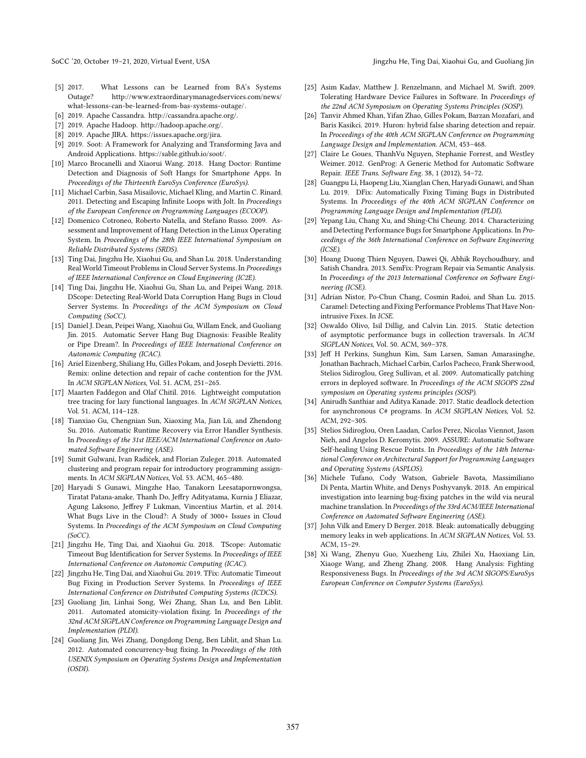[5] 2017. What Lessons can be Learned from BA's Systems Outage? http://www.extraordinarymanagedservices.com/news/what-lessons-can-be-learned-from-bas-systems-outage/.

[6] 2019. Apache Cassandra. http://cassandra.apache.org/.

[7] 2019. Apache Hadoop. http://hadoop.apache.org/.

[8] 2019. Apache JIRA. https://issues.apache.org/jira.

[9] 2019. Soot: A Framework for Analyzing and Transforming Java and Android Applications. https://sable.github.io/soot/.

[10] Marco Brocanelli and Xiaorui Wang. 2018. Hang Doctor: Runtime Detection and Diagnosis of Soft Hangs for Smartphone Apps. In *Proceedings of the Thirteenth EuroSys Conference (EuroSys)*.

[11] Michael Carbin, Sasa Misailovic, Michael Kling, and Martin C. Rinard. 2011. Detecting and Escaping Infinite Loops with Jolt. In *Proceedings of the European Conference on Programming Languages (ECOOP)*.

[12] Domenico Cotroneo, Roberto Natella, and Stefano Russo. 2009. Assessment and Improvement of Hang Detection in the Linux Operating System. In *Proceedings of the 28th IEEE International Symposium on Reliable Distributed Systems (SRDS)*.

[13] Ting Dai, Jingzhu He, Xiaohui Gu, and Shan Lu. 2018. Understanding Real World Timeout Problems in Cloud Server Systems. In *Proceedings of IEEE International Conference on Cloud Engineering (IC2E)*.

[14] Ting Dai, Jingzhu He, Xiaohui Gu, Shan Lu, and Peipei Wang. 2018. DScope: Detecting Real-World Data Corruption Hang Bugs in Cloud Server Systems. In *Proceedings of the ACM Symposium on Cloud Computing (SoCC)*.

[15] Daniel J. Dean, Peipei Wang, Xiaohui Gu, Willam Enck, and Guoliang Jin. 2015. Automatic Server Hang Bug Diagnosis: Feasible Reality or Pipe Dream?. In *Proceedings of IEEE International Conference on Autonomic Computing (ICAC)*.

[16] Ariel Eizenberg, Shiliang Hu, Gilles Pokam, and Joseph Devietti. 2016. Remix: online detection and repair of cache contention for the JVM. In *ACM SIGPLAN Notices*, Vol. 51. ACM, 251–265.

[17] Maarten Faddegon and Olaf Chitil. 2016. Lightweight computation tree tracing for lazy functional languages. In *ACM SIGPLAN Notices*, Vol. 51. ACM, 114–128.

[18] Tianxiao Gu, Chengnian Sun, Xiaoxing Ma, Jian Lü, and Zhendong Su. 2016. Automatic Runtime Recovery via Error Handler Synthesis. In *Proceedings of the 31st IEEE/ACM International Conference on Automated Software Engineering (ASE)*.

[19] Sumit Gulwani, Ivan Radiček, and Florian Zuleger. 2018. Automated clustering and program repair for introductory programming assignments. In *ACM SIGPLAN Notices*, Vol. 53. ACM, 465–480.

[20] Haryadi S Gunawi, Mingzhe Hao, Tanakorn Leesatapornwongsa, Tiratat Patana-anake, Thanh Do, Jeffry Adityatama, Kurnia J Eliazar, Agung Laksono, Jeffrey F Lukman, Vincentius Martin, et al. 2014. What Bugs Live in the Cloud?: A Study of 3000+ Issues in Cloud Systems. In *Proceedings of the ACM Symposium on Cloud Computing (SoCC)*.

[21] Jingzhu He, Ting Dai, and Xiaohui Gu. 2018. TScope: Automatic Timeout Bug Identification for Server Systems. In *Proceedings of IEEE International Conference on Autonomic Computing (ICAC)*.

[22] Jingzhu He, Ting Dai, and Xiaohui Gu. 2019. TFix: Automatic Timeout Bug Fixing in Production Server Systems. In *Proceedings of IEEE International Conference on Distributed Computing Systems (ICDCS)*.

[23] Guoliang Jin, Linhai Song, Wei Zhang, Shan Lu, and Ben Liblit. 2011. Automated atomicity-violation fixing. In *Proceedings of the 32nd ACM SIGPLAN Conference on Programming Language Design and Implementation (PLDI)*.

[24] Guoliang Jin, Wei Zhang, Dongdong Deng, Ben Liblit, and Shan Lu. 2012. Automated concurrency-bug fixing. In *Proceedings of the 10th USENIX Symposium on Operating Systems Design and Implementation (OSDI)*.

[25] Asim Kadav, Matthew J. Renzelmann, and Michael M. Swift. 2009. Tolerating Hardware Device Failures in Software. In *Proceedings of the 22nd ACM Symposium on Operating Systems Principles (SOSP)*.

[26] Tanvir Ahmed Khan, Yifan Zhao, Gilles Pokam, Barzan Mozafari, and Baris Kasikci. 2019. Huron: hybrid false sharing detection and repair. In *Proceedings of the 40th ACM SIGPLAN Conference on Programming Language Design and Implementation*. ACM, 453–468.

[27] Claire Le Goues, ThanhVu Nguyen, Stephanie Forrest, and Westley Weimer. 2012. GenProg: A Generic Method for Automatic Software Repair. *IEEE Trans. Software Eng.* 38, 1 (2012), 54–72.

[28] Guangpu Li, Haopeng Liu, Xianglan Chen, Haryadi Gunawi, and Shan Lu. 2019. DFix: Automatically Fixing Timing Bugs in Distributed Systems. In *Proceedings of the 40th ACM SIGPLAN Conference on Programming Language Design and Implementation (PLDI)*.

[29] Yepang Liu, Chang Xu, and Shing-Chi Cheung. 2014. Characterizing and Detecting Performance Bugs for Smartphone Applications. In *Proceedings of the 36th International Conference on Software Engineering (ICSE)*.

[30] Hoang Duong Thien Nguyen, Dawei Qi, Abhik Roychoudhury, and Satish Chandra. 2013. SemFix: Program Repair via Semantic Analysis. In *Proceedings of the 2013 International Conference on Software Engineering (ICSE)*.

[31] Adrian Nistor, Po-Chun Chang, Cosmin Radoi, and Shan Lu. 2015. Caramel: Detecting and Fixing Performance Problems That Have Non-intrusive Fixes. In *ICSE*.

[32] Oswaldo Olivo, Isil Dillig, and Calvin Lin. 2015. Static detection of asymptotic performance bugs in collection traversals. In *ACM SIGPLAN Notices*, Vol. 50. ACM, 369–378.

[33] Jeff H Perkins, Sunghun Kim, Sam Larsen, Saman Amarasinghe, Jonathan Bachrach, Michael Carbin, Carlos Pacheco, Frank Sherwood, Stelios Sidiroglou, Greg Sullivan, et al. 2009. Automatically patching errors in deployed software. In *Proceedings of the ACM SIGOPS 22nd symposium on Operating systems principles (SOSP)*.

[34] Anirudh Santhiar and Aditya Kanade. 2017. Static deadlock detection for asynchronous C# programs. In *ACM SIGPLAN Notices*, Vol. 52. ACM, 292–305.

[35] Stelios Sidiroglou, Oren Laadan, Carlos Perez, Nicolas Viennot, Jason Nieh, and Angelos D. Keromytis. 2009. ASSURE: Automatic Software Self-healing Using Rescue Points. In *Proceedings of the 14th International Conference on Architectural Support for Programming Languages and Operating Systems (ASPLOS)*.

[36] Michele Tufano, Cody Watson, Gabriele Bavota, Massimiliano Di Penta, Martin White, and Denys Poshyvanyk. 2018. An empirical investigation into learning bug-fixing patches in the wild via neural machine translation. In *Proceedings of the 33rd ACM/IEEE International Conference on Automated Software Engineering (ASE)*.

[37] John Vilk and Emery D Berger. 2018. Bleak: automatically debugging memory leaks in web applications. In *ACM SIGPLAN Notices*, Vol. 53. ACM, 15–29.

[38] Xi Wang, Zhenyu Guo, Xuezheng Liu, Zhilei Xu, Haoxiang Lin, Xiaoge Wang, and Zheng Zhang. 2008. Hang Analysis: Fighting Responsiveness Bugs. In *Proceedings of the 3rd ACM SIGOPS/EuroSys European Conference on Computer Systems (EuroSys)*.